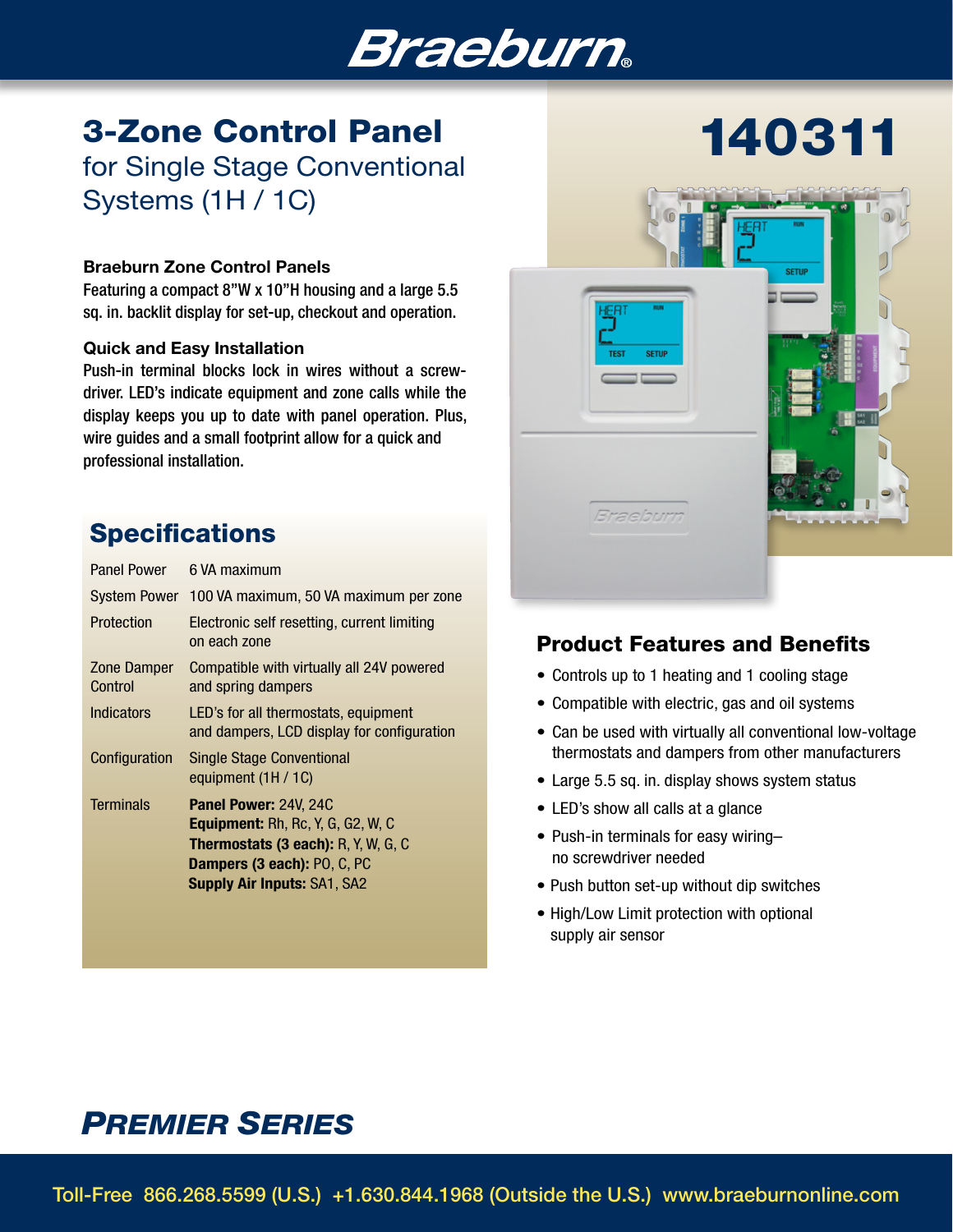# 3-Zone Control Panel

## for Single Stage Conventional Systems (1H / 1C)

# 140311

### Braeburn Zone Control Panels

Featuring a compact 8"W x 10"H housing and a large 5.5 sq. in. backlit display for set-up, checkout and operation.

### Quick and Easy Installation

Push-in terminal blocks lock in wires without a screwdriver. LED's indicate equipment and zone calls while the display keeps you up to date with panel operation. Plus, wire guides and a small footprint allow for a quick and professional installation.

## Specifications

| | |
|---|---|
| Panel Power | 6 VA maximum |
| System Power | 100 VA maximum, 50 VA maximum per zone |
| Protection | Electronic self resetting, current limiting on each zone |
| Zone Damper Control | Compatible with virtually all 24V powered and spring dampers |
| Indicators | LED's for all thermostats, equipment and dampers, LCD display for configuration |
| Configuration | Single Stage Conventional equipment (1H / 1C) |
| Terminals | **Panel Power:** 24V, 24C<br>**Equipment:** Rh, Rc, Y, G, G2, W, C<br>**Thermostats (3 each):** R, Y, W, G, C<br>**Dampers (3 each):** PO, C, PC<br>**Supply Air Inputs:** SA1, SA2 |

## Product Features and Benefits

- Controls up to 1 heating and 1 cooling stage
- Compatible with electric, gas and oil systems
- Can be used with virtually all conventional low-voltage thermostats and dampers from other manufacturers
- Large 5.5 sq. in. display shows system status
- LED's show all calls at a glance
- Push-in terminals for easy wiring– no screwdriver needed
- Push button set-up without dip switches
- High/Low Limit protection with optional supply air sensor

## *PREMIER SERIES*

Toll-Free 866.268.5599 (U.S.) +1.630.844.1968 (Outside the U.S.) www.braeburnonline.com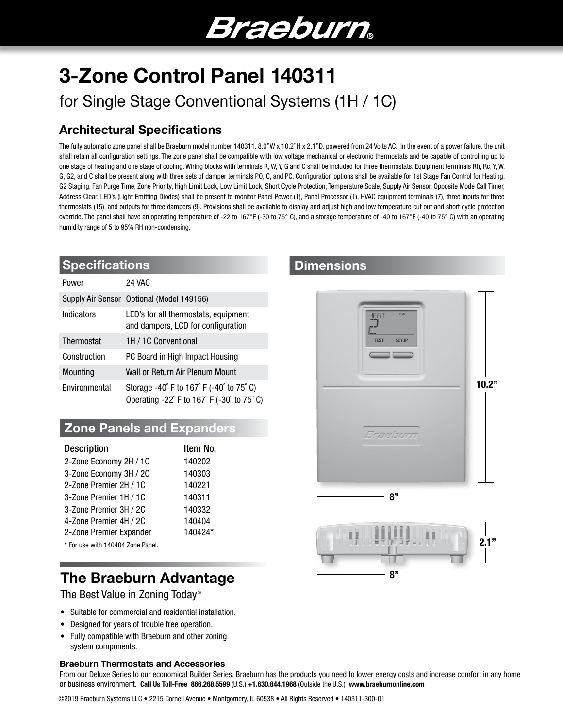# 3-Zone Control Panel 140311

for Single Stage Conventional Systems (1H / 1C)

## Architectural Specifications

The fully automatic zone panel shall be Braeburn model number 140311, 8.0"W x 10.2"H x 2.1"D, powered from 24 Volts AC. In the event of a power failure, the unit shall retain all configuration settings. The zone panel shall be compatible with low voltage mechanical or electronic thermostats and be capable of controlling up to one stage of heating and one stage of cooling. Wiring blocks with terminals R, W, Y, G and C shall be included for three thermostats. Equipment terminals Rh, Rc, Y, W, G, G2, and C shall be present along with three sets of damper terminals PO, C, and PC. Configuration options shall be available for 1st Stage Fan Control for Heating, G2 Staging, Fan Purge Time, Zone Priority, High Limit Lock, Low Limit Lock, Short Cycle Protection, Temperature Scale, Supply Air Sensor, Opposite Mode Call Timer, Address Clear. LED's (Light Emitting Diodes) shall be present to monitor Panel Power (1), Panel Processor (1), HVAC equipment terminals (7), three inputs for three thermostats (15), and outputs for three dampers (9). Provisions shall be available to display and adjust high and low temperature cut out and short cycle protection override. The panel shall have an operating temperature of -22 to 167°F (-30 to 75° C), and a storage temperature of -40 to 167°F (-40 to 75° C) with an operating humidity range of 5 to 95% RH non-condensing.

## Specifications

| | |
|---|---|
| Power | 24 VAC |
| Supply Air Sensor | Optional (Model 149156) |
| Indicators | LED's for all thermostats, equipment and dampers, LCD for configuration |
| Thermostat | 1H / 1C Conventional |
| Construction | PC Board in High Impact Housing |
| Mounting | Wall or Return Air Plenum Mount |
| Environmental | Storage -40° F to 167° F (-40° to 75° C) Operating -22° F to 167° F (-30° to 75° C) |

## Dimensions

10.2"

8"

2.1"

8"

## Zone Panels and Expanders

| Description | Item No. |
|---|---|
| 2-Zone Economy 2H / 1C | 140202 |
| 3-Zone Economy 3H / 2C | 140303 |
| 2-Zone Premier 2H / 1C | 140221 |
| 3-Zone Premier 1H / 1C | 140311 |
| 3-Zone Premier 3H / 2C | 140332 |
| 4-Zone Premier 4H / 2C | 140404 |
| 2-Zone Premier Expander | 140424* |

\* For use with 140404 Zone Panel.

## The Braeburn Advantage

The Best Value in Zoning Today®

- Suitable for commercial and residential installation.
- Designed for years of trouble free operation.
- Fully compatible with Braeburn and other zoning system components.

### Braeburn Thermostats and Accessories

From our Deluxe Series to our economical Builder Series, Braeburn has the products you need to lower energy costs and increase comfort in any home or business environment. **Call Us Toll-Free 866.268.5599** (U.S.) **+1.630.844.1968** (Outside the U.S.) **www.braeburnonline.com**

©2019 Braeburn Systems LLC • 2215 Cornell Avenue • Montgomery, IL 60538 • All Rights Reserved • 140311-300-01